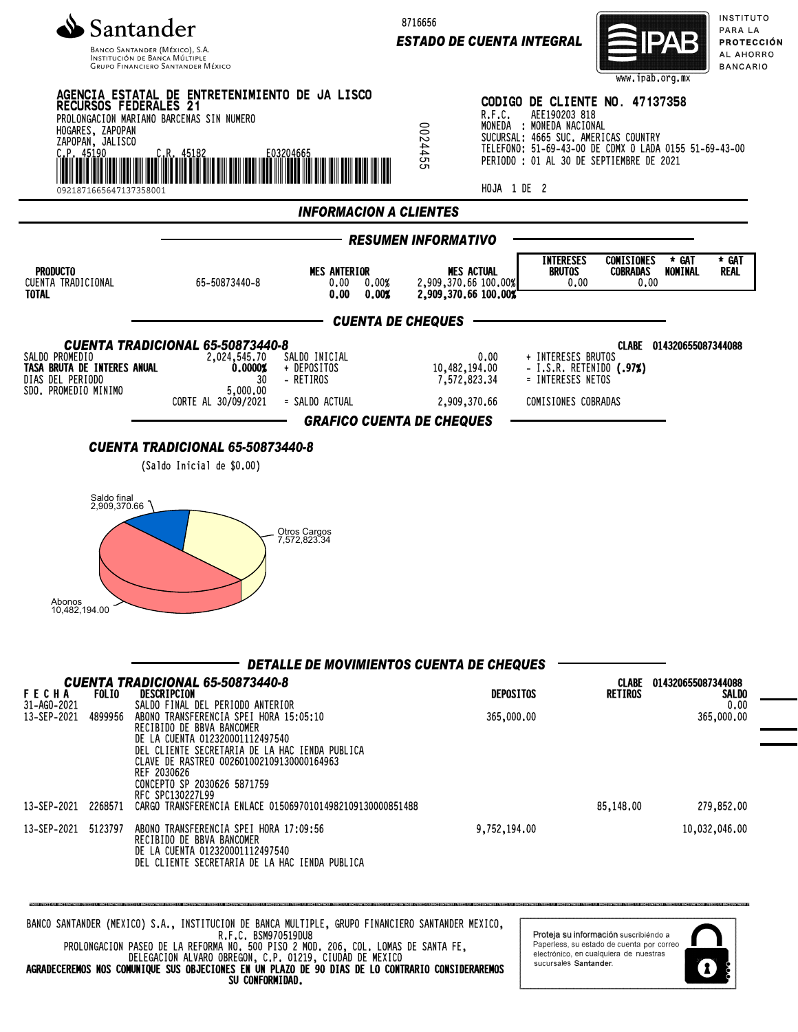**Santander**

Banco Santander (México), S.A.
Institución de Banca Múltiple
Grupo Financiero Santander México

8716656

**ESTADO DE CUENTA INTEGRAL**

IPAB — INSTITUTO PARA LA PROTECCIÓN AL AHORRO BANCARIO — www.ipab.org.mx

**AGENCIA ESTATAL DE ENTRETENIMIENTO DE JA LISCO RECURSOS FEDERALES 21**
PROLONGACION MARIANO BARCENAS SIN NUMERO
HOGARES, ZAPOPAN
ZAPOPAN, JALISCO
C.P. 45190 C.R. 45182 E03204665

0921871665647137358001

0024455

**CODIGO DE CLIENTE NO. 47137358**
R.F.C. AEE190203 818
MONEDA : MONEDA NACIONAL
SUCURSAL: 4665 SUC. AMERICAS COUNTRY
TELEFONO: 51-69-43-00 DE CDMX O LADA 0155 51-69-43-00
PERIODO : 01 AL 30 DE SEPTIEMBRE DE 2021

HOJA 1 DE 2

## INFORMACION A CLIENTES

### RESUMEN INFORMATIVO

| PRODUCTO | | MES ANTERIOR | | MES ACTUAL | | INTERESES BRUTOS | COMISIONES COBRADAS | * GAT NOMINAL | * GAT REAL |
|---|---|---|---|---|---|---|---|---|---|
| CUENTA TRADICIONAL | 65-50873440-8 | 0.00 | 0.00% | 2,909,370.66 | 100.00% | 0.00 | 0.00 | | |
| **TOTAL** | | **0.00** | **0.00%** | **2,909,370.66** | **100.00%** | | | | |

### CUENTA DE CHEQUES

**CUENTA TRADICIONAL 65-50873440-8** — CLABE 014320655087344088

| | | | | | |
|---|---|---|---|---|---|
| SALDO PROMEDIO | 2,024,545.70 | SALDO INICIAL | 0.00 | + INTERESES BRUTOS | |
| **TASA BRUTA DE INTERES ANUAL** | **0.0000%** | + DEPOSITOS | 10,482,194.00 | - I.S.R. RETENIDO **(.97%)** | |
| DIAS DEL PERIODO | 30 | - RETIROS | 7,572,823.34 | = INTERESES NETOS | |
| SDO. PROMEDIO MINIMO | 5,000.00 | | | | |
| | CORTE AL 30/09/2021 | = SALDO ACTUAL | 2,909,370.66 | COMISIONES COBRADAS | |

### GRAFICO CUENTA DE CHEQUES

**CUENTA TRADICIONAL 65-50873440-8**

(Saldo Inicial de $0.00)

Saldo final 2,909,370.66
Otros Cargos 7,572,823.34
Abonos 10,482,194.00

### DETALLE DE MOVIMIENTOS CUENTA DE CHEQUES

**CUENTA TRADICIONAL 65-50873440-8** — CLABE 014320655087344088

| FECHA | FOLIO | DESCRIPCION | DEPOSITOS | RETIROS | SALDO |
|---|---|---|---|---|---|
| 31-AGO-2021 | | SALDO FINAL DEL PERIODO ANTERIOR | | | 0.00 |
| 13-SEP-2021 | 4899956 | ABONO TRANSFERENCIA SPEI HORA 15:05:10<br>RECIBIDO DE BBVA BANCOMER<br>DE LA CUENTA 012320001112497540<br>DEL CLIENTE SECRETARIA DE LA HAC IENDA PUBLICA<br>CLAVE DE RASTREO 002601002109130000164963<br>REF 2030626<br>CONCEPTO SP 2030626 5871759<br>RFC SPC130227L99 | 365,000.00 | | 365,000.00 |
| 13-SEP-2021 | 2268571 | CARGO TRANSFERENCIA ENLACE 015069701014982109130000851488 | | 85,148.00 | 279,852.00 |
| 13-SEP-2021 | 5123797 | ABONO TRANSFERENCIA SPEI HORA 17:09:56<br>RECIBIDO DE BBVA BANCOMER<br>DE LA CUENTA 012320001112497540<br>DEL CLIENTE SECRETARIA DE LA HAC IENDA PUBLICA | 9,752,194.00 | | 10,032,046.00 |

BANCO SANTANDER (MEXICO) S.A., INSTITUCION DE BANCA MULTIPLE, GRUPO FINANCIERO SANTANDER MEXICO,
R.F.C. BSM970519DU8
PROLONGACION PASEO DE LA REFORMA NO. 500 PISO 2 MOD. 206, COL. LOMAS DE SANTA FE,
DELEGACION ALVARO OBREGON, C.P. 01219, CIUDAD DE MEXICO
**AGRADECEREMOS NOS COMUNIQUE SUS OBJECIONES EN UN PLAZO DE 90 DIAS DE LO CONTRARIO CONSIDERAREMOS SU CONFORMIDAD.**

Proteja su información suscribiéndo a Paperless, su estado de cuenta por correo electrónico, en cualquiera de nuestras sucursales Santander.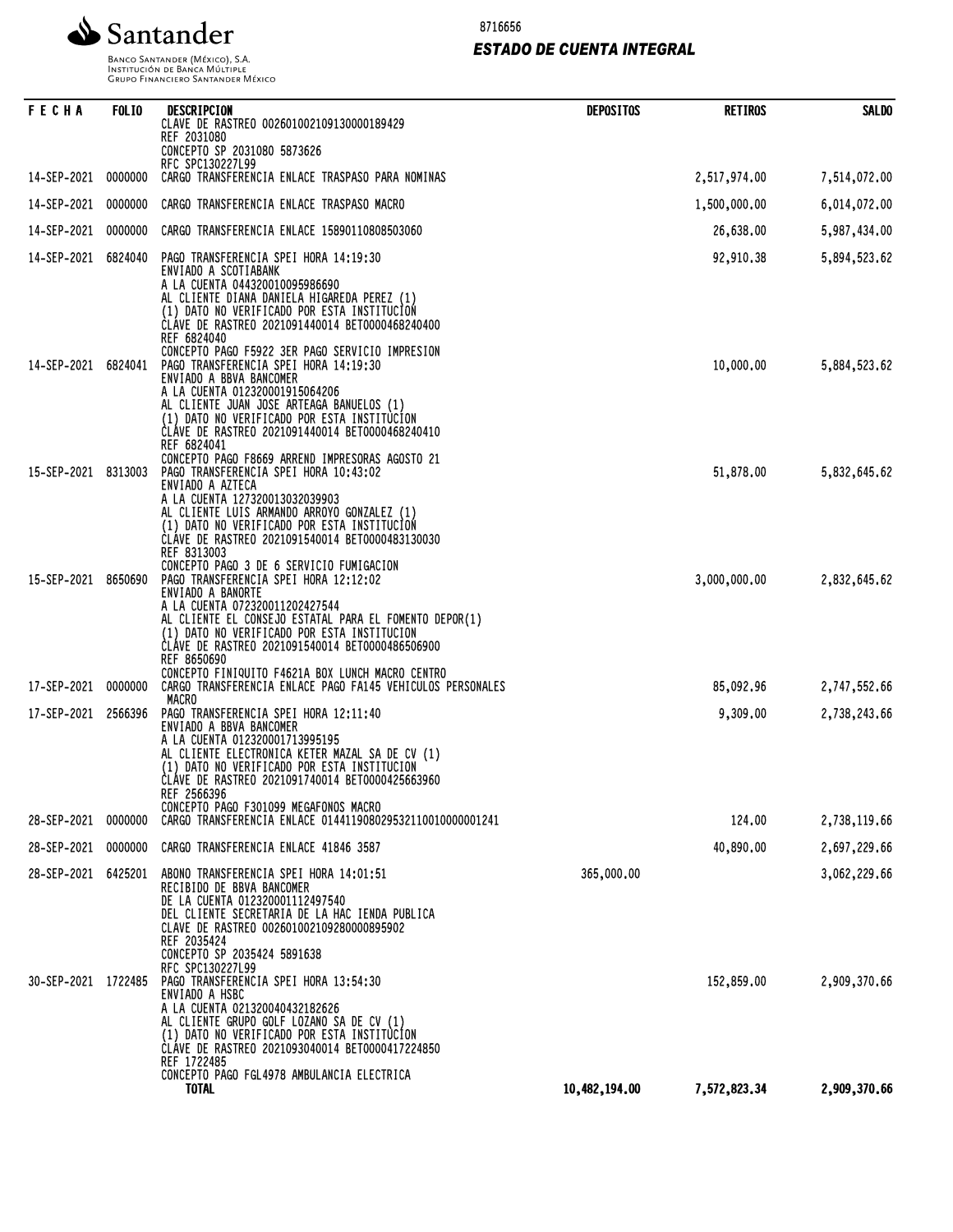Santander

Banco Santander (México), S.A.
Institución de Banca Múltiple
Grupo Financiero Santander México

8716656

***ESTADO DE CUENTA INTEGRAL***

| FECHA | FOLIO | DESCRIPCION | DEPOSITOS | RETIROS | SALDO |
|---|---|---|---|---|---|
| | | CLAVE DE RASTREO 00260100210913000018942​9<br>REF 2031080<br>CONCEPTO SP 2031080 5873626<br>RFC SPC130227L99 | | | |
| 14-SEP-2021 | 0000000 | CARGO TRANSFERENCIA ENLACE TRASPASO PARA NOMINAS | | 2,517,974.00 | 7,514,072.00 |
| 14-SEP-2021 | 0000000 | CARGO TRANSFERENCIA ENLACE TRASPASO MACRO | | 1,500,000.00 | 6,014,072.00 |
| 14-SEP-2021 | 0000000 | CARGO TRANSFERENCIA ENLACE 15890110808503060 | | 26,638.00 | 5,987,434.00 |
| 14-SEP-2021 | 6824040 | PAGO TRANSFERENCIA SPEI HORA 14:19:30<br>ENVIADO A SCOTIABANK<br>A LA CUENTA 044320010095986690<br>AL CLIENTE DIANA DANIELA HIGAREDA PEREZ (1)<br>(1) DATO NO VERIFICADO POR ESTA INSTITUCION<br>CLAVE DE RASTREO 2021091440014 BET0000468240400<br>REF 6824040<br>CONCEPTO PAGO F5922 3ER PAGO SERVICIO IMPRESION | | 92,910.38 | 5,894,523.62 |
| 14-SEP-2021 | 6824041 | PAGO TRANSFERENCIA SPEI HORA 14:19:30<br>ENVIADO A BBVA BANCOMER<br>A LA CUENTA 012320001915064206<br>AL CLIENTE JUAN JOSE ARTEAGA BANUELOS (1)<br>(1) DATO NO VERIFICADO POR ESTA INSTITUCION<br>CLAVE DE RASTREO 2021091440014 BET0000468240410<br>REF 6824041<br>CONCEPTO PAGO F8669 ARREND IMPRESORAS AGOSTO 21 | | 10,000.00 | 5,884,523.62 |
| 15-SEP-2021 | 8313003 | PAGO TRANSFERENCIA SPEI HORA 10:43:02<br>ENVIADO A AZTECA<br>A LA CUENTA 127320013032039903<br>AL CLIENTE LUIS ARMANDO ARROYO GONZALEZ (1)<br>(1) DATO NO VERIFICADO POR ESTA INSTITUCION<br>CLAVE DE RASTREO 2021091540014 BET0000483130030<br>REF 8313003<br>CONCEPTO PAGO 3 DE 6 SERVICIO FUMIGACION | | 51,878.00 | 5,832,645.62 |
| 15-SEP-2021 | 8650690 | PAGO TRANSFERENCIA SPEI HORA 12:12:02<br>ENVIADO A BANORTE<br>A LA CUENTA 072320011202427544<br>AL CLIENTE EL CONSEJO ESTATAL PARA EL FOMENTO DEPOR(1)<br>(1) DATO NO VERIFICADO POR ESTA INSTITUCION<br>CLAVE DE RASTREO 2021091540014 BET0000486506900<br>REF 8650690<br>CONCEPTO FINIQUITO F4621A BOX LUNCH MACRO CENTRO | | 3,000,000.00 | 2,832,645.62 |
| 17-SEP-2021 | 0000000 | CARGO TRANSFERENCIA ENLACE PAGO FA145 VEHICULOS PERSONALES MACRO | | 85,092.96 | 2,747,552.66 |
| 17-SEP-2021 | 2566396 | PAGO TRANSFERENCIA SPEI HORA 12:11:40<br>ENVIADO A BBVA BANCOMER<br>A LA CUENTA 012320001713995195<br>AL CLIENTE ELECTRONICA KETER MAZAL SA DE CV (1)<br>(1) DATO NO VERIFICADO POR ESTA INSTITUCION<br>CLAVE DE RASTREO 2021091740014 BET0000425663960<br>REF 2566396<br>CONCEPTO PAGO F301099 MEGAFONOS MACRO | | 9,309.00 | 2,738,243.66 |
| 28-SEP-2021 | 0000000 | CARGO TRANSFERENCIA ENLACE 01441190802953211001000001241 | | 124.00 | 2,738,119.66 |
| 28-SEP-2021 | 0000000 | CARGO TRANSFERENCIA ENLACE 41846 3587 | | 40,890.00 | 2,697,229.66 |
| 28-SEP-2021 | 6425201 | ABONO TRANSFERENCIA SPEI HORA 14:01:51<br>RECIBIDO DE BBVA BANCOMER<br>DE LA CUENTA 012320001112497540<br>DEL CLIENTE SECRETARIA DE LA HAC IENDA PUBLICA<br>CLAVE DE RASTREO 002601002109280000895902<br>REF 2035424<br>CONCEPTO SP 2035424 5891638<br>RFC SPC130227L99 | 365,000.00 | | 3,062,229.66 |
| 30-SEP-2021 | 1722485 | PAGO TRANSFERENCIA SPEI HORA 13:54:30<br>ENVIADO A HSBC<br>A LA CUENTA 021320040432182626<br>AL CLIENTE GRUPO GOLF LOZANO SA DE CV (1)<br>(1) DATO NO VERIFICADO POR ESTA INSTITUCION<br>CLAVE DE RASTREO 2021093040014 BET0000417224850<br>REF 1722485<br>CONCEPTO PAGO FGL4978 AMBULANCIA ELECTRICA | | 152,859.00 | 2,909,370.66 |
| | | **TOTAL** | **10,482,194.00** | **7,572,823.34** | **2,909,370.66** |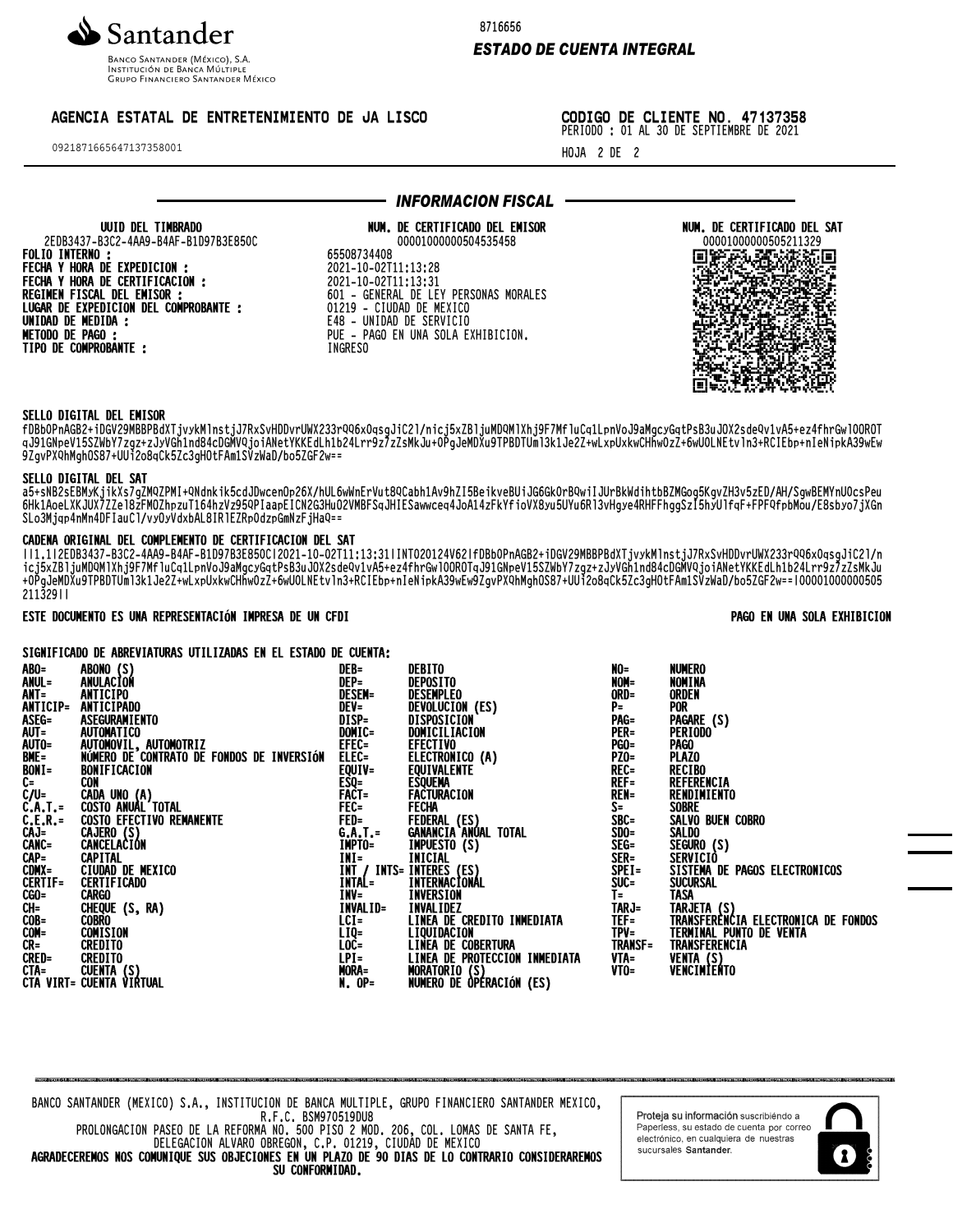**Santander**
BANCO SANTANDER (MÉXICO), S.A.
INSTITUCIÓN DE BANCA MÚLTIPLE
GRUPO FINANCIERO SANTANDER MÉXICO

8716656

***ESTADO DE CUENTA INTEGRAL***

AGENCIA ESTATAL DE ENTRETENIMIENTO DE JA LISCO

09218716656471373580001

**CODIGO DE CLIENTE NO. 47137358**
PERIODO : 01 AL 30 DE SEPTIEMBRE DE 2021

HOJA 2 DE 2

## *INFORMACION FISCAL*

| UUID DEL TIMBRADO | NUM. DE CERTIFICADO DEL EMISOR | NUM. DE CERTIFICADO DEL SAT |
|---|---|---|
| 2EDB3437-B3C2-4AA9-B4AF-B1D97B3E850C | 00001000000504535458 | 00001000000505211329 |

**FOLIO INTERNO :** 65508734408
**FECHA Y HORA DE EXPEDICION :** 2021-10-02T11:13:28
**FECHA Y HORA DE CERTIFICACION :** 2021-10-02T11:13:31
**REGIMEN FISCAL DEL EMISOR :** 601 - GENERAL DE LEY PERSONAS MORALES
**LUGAR DE EXPEDICION DEL COMPROBANTE :** 01219 - CIUDAD DE MEXICO
**UNIDAD DE MEDIDA :** E48 - UNIDAD DE SERVICIO
**METODO DE PAGO :** PUE - PAGO EN UNA SOLA EXHIBICION.
**TIPO DE COMPROBANTE :** INGRESO

**SELLO DIGITAL DEL EMISOR**
fDBbOPnAGB2+iDGV29MBBPBdXTjvykMlnstjJ7RxSvHDDvrUWX233rQQ6xOqsgJiC2l/nicj5xZBljuMDQMlXhj9F7MfluCq1LpnVoJ9aMgcyGqtPsB3uJOX2sdeQv1vA5+ez4fhrGwlOOROTqJ91GNpeV15SZWbY7zgz+zJyVGh1nd84cDGMVQjoiANetYKKEdLh1b24Lrr9z7zZsMkJu+OPgJeMDXu9TPBDTUml3k1Je2Z+wLxpUxkwCHhwOzZ+6wUOLNEtvln3+RCIEbp+nIeNipkA39wEw9ZgvPXQhMghOS87+UUi2o8qCk5Zc3gHOtFAm1SVzWaD/bo5ZGF2w==

**SELLO DIGITAL DEL SAT**
a5+sNB2sEBMyKjikXs7gZMQZPMI+QNdnkik5cdJDwcenOp26X/hUL6wWnErVut8QCabh1Av9hZI5BeikveBUiJG6GkOrBQwiIJUrBkWdihtbBZMGog5KgvZH3v5zED/AH/SgwBEMYnUOcsPeu6Hk1AoeLXKJUX7ZZel8zFMOZhpzuT164hzVz95QPIaapEICN2G3HuO2VMBFSqJHIESawwceq4JoA14zFkYfioVX8yu5UYu6Rl3vHgye4RHFFhggSzI5hyUlfqF+FPFQfpbMou/E8sbyo7jXGnSLo3Mjqp4nMn4DFIauCl/vyOyVdxbAL8IRlEZRpOdzpGmNzFjHaQ==

**CADENA ORIGINAL DEL COMPLEMENTO DE CERTIFICACION DEL SAT**
||1.1|2EDB3437-B3C2-4AA9-B4AF-B1D97B3E850C|2021-10-02T11:13:31|INT020124V62|fDBbOPnAGB2+iDGV29MBBPBdXTjvykMlnstjJ7RxSvHDDvrUWX233rQQ6xOqsgJiC2l/nicj5xZBljuMDQMlXhj9F7MfluCq1LpnVoJ9aMgcyGqtPsB3uJOX2sdeQv1vA5+ez4fhrGwlOOROTqJ91GNpeV15SZWbY7zgz+zJyVGh1nd84cDGMVQjoiANetYKKEdLh1b24Lrr9z7zZsMkJu+OPgJeMDXu9TPBDTUml3k1Je2Z+wLxpUxkwCHhwOzZ+6wUOLNEtvln3+RCIEbp+nIeNipkA39wEw9ZgvPXQhMghOS87+UUi2o8qCk5Zc3gHOtFAm1SVzWaD/bo5ZGF2w==|00001000000505211329||

ESTE DOCUMENTO ES UNA REPRESENTACIÓN IMPRESA DE UN CFDI

PAGO EN UNA SOLA EXHIBICION

**SIGNIFICADO DE ABREVIATURAS UTILIZADAS EN EL ESTADO DE CUENTA:**

| | | | | | |
|---|---|---|---|---|---|
| **ABO=** | **ABONO (S)** | **DEB=** | **DEBITO** | **NO=** | **NUMERO** |
| **ANUL=** | **ANULACIÓN** | **DEP=** | **DEPOSITO** | **NOM=** | **NOMINA** |
| **ANT=** | **ANTICIPO** | **DESEM=** | **DESEMPLEO** | **ORD=** | **ORDEN** |
| **ANTICIP=** | **ANTICIPADO** | **DEV=** | **DEVOLUCION (ES)** | **P=** | **POR** |
| **ASEG=** | **ASEGURAMIENTO** | **DISP=** | **DISPOSICION** | **PAG=** | **PAGARE (S)** |
| **AUT=** | **AUTOMATICO** | **DOMIC=** | **DOMICILIACION** | **PER=** | **PERIODO** |
| **AUTO=** | **AUTOMOVIL, AUTOMOTRIZ** | **EFEC=** | **EFECTIVO** | **PGO=** | **PAGO** |
| **BME=** | **NÚMERO DE CONTRATO DE FONDOS DE INVERSIÓN** | **ELEC=** | **ELECTRONICO (A)** | **PZO=** | **PLAZO** |
| **BONI=** | **BONIFICACION** | **EQUIV=** | **EQUIVALENTE** | **REC=** | **RECIBO** |
| **C=** | **CON** | **ESQ=** | **ESQUEMA** | **REF=** | **REFERENCIA** |
| **C/U=** | **CADA UNO (A)** | **FACT=** | **FACTURACION** | **REN=** | **RENDIMIENTO** |
| **C.A.T.=** | **COSTO ANUAL TOTAL** | **FEC=** | **FECHA** | **S=** | **SOBRE** |
| **C.E.R.=** | **COSTO EFECTIVO REMANENTE** | **FED=** | **FEDERAL (ES)** | **SBC=** | **SALVO BUEN COBRO** |
| **CAJ=** | **CAJERO (S)** | **G.A.T.=** | **GANANCIA ANUAL TOTAL** | **SDO=** | **SALDO** |
| **CANC=** | **CANCELACIÓN** | **IMPTO=** | **IMPUESTO (S)** | **SEG=** | **SEGURO (S)** |
| **CAP=** | **CAPITAL** | **INI=** | **INICIAL** | **SER=** | **SERVICIO** |
| **CDMX=** | **CIUDAD DE MEXICO** | **INT / INTS=** | **INTERES (ES)** | **SPEI=** | **SISTEMA DE PAGOS ELECTRONICOS** |
| **CERTIF=** | **CERTIFICADO** | **INTAL=** | **INTERNACIONAL** | **SUC=** | **SUCURSAL** |
| **CGO=** | **CARGO** | **INV=** | **INVERSION** | **T=** | **TASA** |
| **CH=** | **CHEQUE (S, RA)** | **INVALID=** | **INVALIDEZ** | **TARJ=** | **TARJETA (S)** |
| **COB=** | **COBRO** | **LCI=** | **LINEA DE CREDITO INMEDIATA** | **TEF=** | **TRANSFERENCIA ELECTRONICA DE FONDOS** |
| **COM=** | **COMISION** | **LIQ=** | **LIQUIDACION** | **TPV=** | **TERMINAL PUNTO DE VENTA** |
| **CR=** | **CREDITO** | **LOC=** | **LINEA DE COBERTURA** | **TRANSF=** | **TRANSFERENCIA** |
| **CRED=** | **CREDITO** | **LPI=** | **LINEA DE PROTECCION INMEDIATA** | **VTA=** | **VENTA (S)** |
| **CTA=** | **CUENTA (S)** | **MORA=** | **MORATORIO (S)** | **VTO=** | **VENCIMIENTO** |
| **CTA VIRT=** | **CUENTA VIRTUAL** | **N. OP=** | **NUMERO DE OPERACIÓN (ES)** | | |

BANCO SANTANDER (MEXICO) S.A., INSTITUCION DE BANCA MULTIPLE, GRUPO FINANCIERO SANTANDER MEXICO,
R.F.C. BSM970519DU8
PROLONGACION PASEO DE LA REFORMA NO. 500 PISO 2 MOD. 206, COL. LOMAS DE SANTA FE,
DELEGACION ALVARO OBREGON, C.P. 01219, CIUDAD DE MEXICO
**AGRADECEREMOS NOS COMUNIQUE SUS OBJECIONES EN UN PLAZO DE 90 DIAS DE LO CONTRARIO CONSIDERAREMOS SU CONFORMIDAD.**

**Proteja su información** suscribiéndo a Paperless, su estado de cuenta por correo electrónico, en cualquiera de nuestras sucursales **Santander**.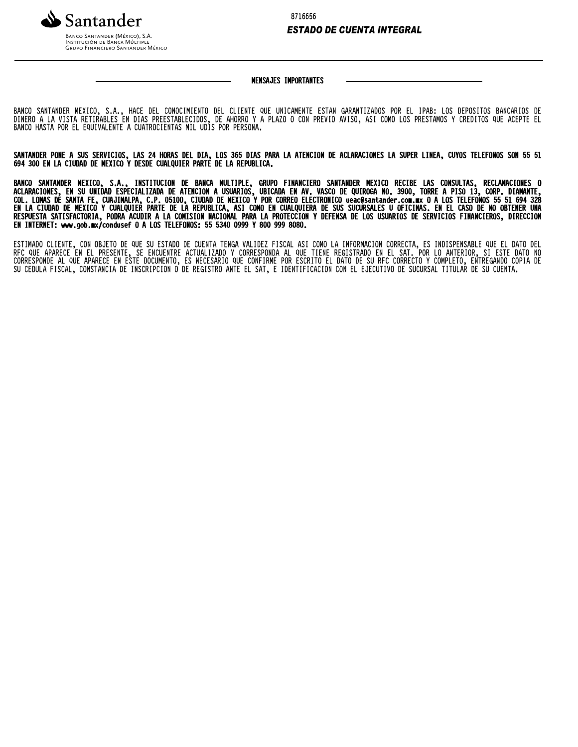Santander

Banco Santander (México), S.A.
Institución de Banca Múltiple
Grupo Financiero Santander México

8716656

***ESTADO DE CUENTA INTEGRAL***

## MENSAJES IMPORTANTES

BANCO SANTANDER MEXICO, S.A., HACE DEL CONOCIMIENTO DEL CLIENTE QUE UNICAMENTE ESTAN GARANTIZADOS POR EL IPAB: LOS DEPOSITOS BANCARIOS DE DINERO A LA VISTA RETIRABLES EN DIAS PREESTABLECIDOS, DE AHORRO Y A PLAZO O CON PREVIO AVISO, ASI COMO LOS PRESTAMOS Y CREDITOS QUE ACEPTE EL BANCO HASTA POR EL EQUIVALENTE A CUATROCIENTAS MIL UDIS POR PERSONA.

**SANTANDER PONE A SUS SERVICIOS, LAS 24 HORAS DEL DIA, LOS 365 DIAS PARA LA ATENCION DE ACLARACIONES LA SUPER LINEA, CUYOS TELEFONOS SON 55 51 694 300 EN LA CIUDAD DE MEXICO Y DESDE CUALQUIER PARTE DE LA REPUBLICA.**

**BANCO SANTANDER MEXICO, S.A., INSTITUCION DE BANCA MULTIPLE, GRUPO FINANCIERO SANTANDER MEXICO RECIBE LAS CONSULTAS, RECLAMACIONES O ACLARACIONES, EN SU UNIDAD ESPECIALIZADA DE ATENCION A USUARIOS, UBICADA EN AV. VASCO DE QUIROGA NO. 3900, TORRE A PISO 13, CORP. DIAMANTE, COL. LOMAS DE SANTA FE, CUAJIMALPA, C.P. 05100, CIUDAD DE MEXICO Y POR CORREO ELECTRONICO ueac@santander.com.mx O A LOS TELEFONOS 55 51 694 328 EN LA CIUDAD DE MEXICO Y CUALQUIER PARTE DE LA REPUBLICA, ASI COMO EN CUALQUIERA DE SUS SUCURSALES U OFICINAS. EN EL CASO DE NO OBTENER UNA RESPUESTA SATISFACTORIA, PODRA ACUDIR A LA COMISION NACIONAL PARA LA PROTECCION Y DEFENSA DE LOS USUARIOS DE SERVICIOS FINANCIEROS, DIRECCION EN INTERNET: www.gob.mx/condusef O A LOS TELEFONOS: 55 5340 0999 Y 800 999 8080.**

ESTIMADO CLIENTE, CON OBJETO DE QUE SU ESTADO DE CUENTA TENGA VALIDEZ FISCAL ASI COMO LA INFORMACION CORRECTA, ES INDISPENSABLE QUE EL DATO DEL RFC QUE APARECE EN EL PRESENTE, SE ENCUENTRE ACTUALIZADO Y CORRESPONDA AL QUE TIENE REGISTRADO EN EL SAT. POR LO ANTERIOR, SI ESTE DATO NO CORRESPONDE AL QUE APARECE EN ESTE DOCUMENTO, ES NECESARIO QUE CONFIRME POR ESCRITO EL DATO DE SU RFC CORRECTO Y COMPLETO, ENTREGANDO COPIA DE SU CEDULA FISCAL, CONSTANCIA DE INSCRIPCION O DE REGISTRO ANTE EL SAT, E IDENTIFICACION CON EL EJECUTIVO DE SUCURSAL TITULAR DE SU CUENTA.